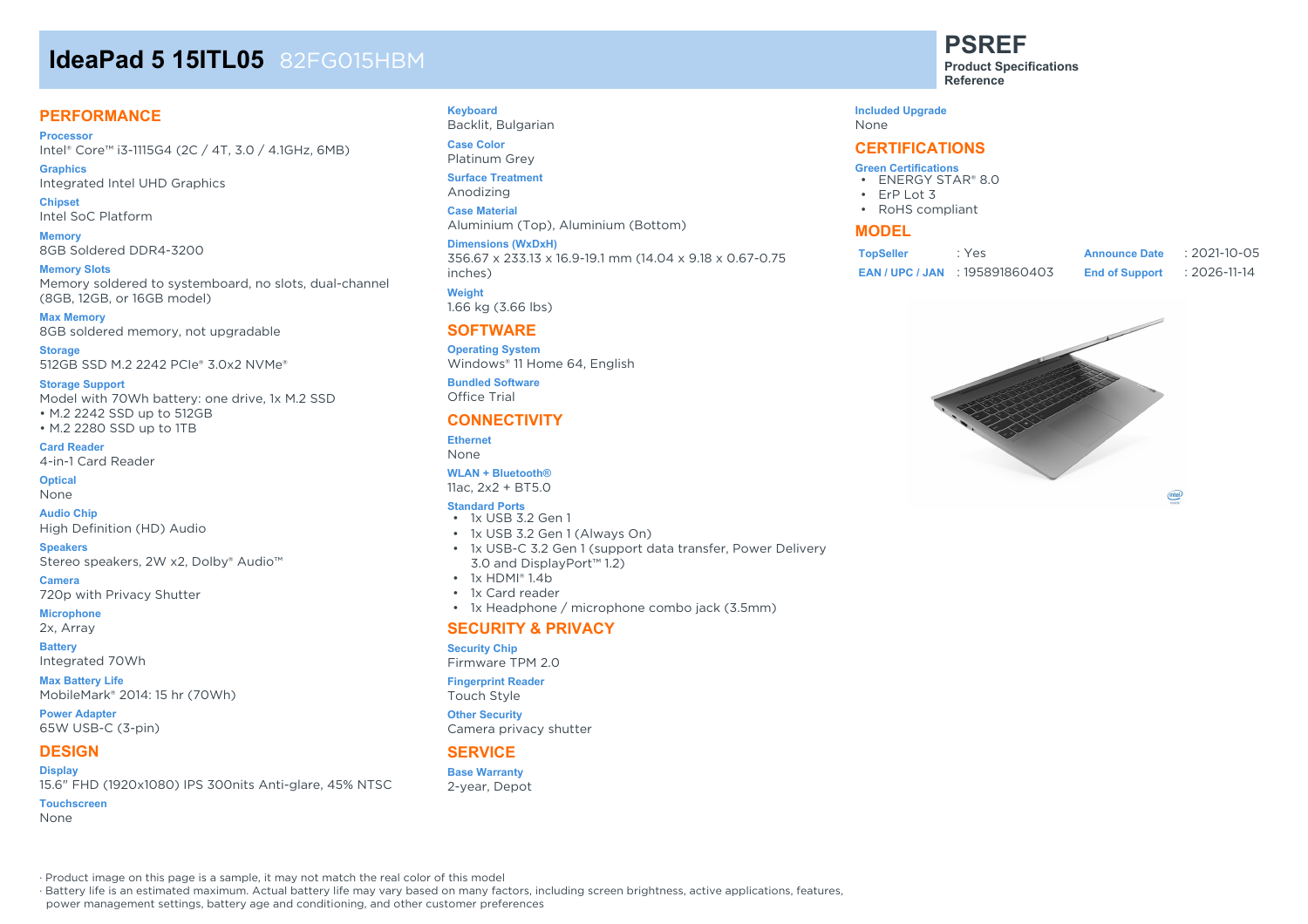# IdeaPad 5 15ITL05 82FG015HBM

**PSREF**
**Product Specifications Reference**

## PERFORMANCE

**Processor**
Intel® Core™ i3-1115G4 (2C / 4T, 3.0 / 4.1GHz, 6MB)

**Graphics**
Integrated Intel UHD Graphics

**Chipset**
Intel SoC Platform

**Memory**
8GB Soldered DDR4-3200

**Memory Slots**
Memory soldered to systemboard, no slots, dual-channel (8GB, 12GB, or 16GB model)

**Max Memory**
8GB soldered memory, not upgradable

**Storage**
512GB SSD M.2 2242 PCIe® 3.0x2 NVMe®

**Storage Support**
Model with 70Wh battery: one drive, 1x M.2 SSD
• M.2 2242 SSD up to 512GB
• M.2 2280 SSD up to 1TB

**Card Reader**
4-in-1 Card Reader

**Optical**
None

**Audio Chip**
High Definition (HD) Audio

**Speakers**
Stereo speakers, 2W x2, Dolby® Audio™

**Camera**
720p with Privacy Shutter

**Microphone**
2x, Array

**Battery**
Integrated 70Wh

**Max Battery Life**
MobileMark® 2014: 15 hr (70Wh)

**Power Adapter**
65W USB-C (3-pin)

## DESIGN

**Display**
15.6" FHD (1920x1080) IPS 300nits Anti-glare, 45% NTSC

**Touchscreen**
None

**Keyboard**
Backlit, Bulgarian

**Case Color**
Platinum Grey

**Surface Treatment**
Anodizing

**Case Material**
Aluminium (Top), Aluminium (Bottom)

**Dimensions (WxDxH)**
356.67 x 233.13 x 16.9-19.1 mm (14.04 x 9.18 x 0.67-0.75 inches)

**Weight**
1.66 kg (3.66 lbs)

## SOFTWARE

**Operating System**
Windows® 11 Home 64, English

**Bundled Software**
Office Trial

## CONNECTIVITY

**Ethernet**
None

**WLAN + Bluetooth®**
11ac, 2x2 + BT5.0

**Standard Ports**
- 1x USB 3.2 Gen 1
- 1x USB 3.2 Gen 1 (Always On)
- 1x USB-C 3.2 Gen 1 (support data transfer, Power Delivery 3.0 and DisplayPort™ 1.2)
- 1x HDMI® 1.4b
- 1x Card reader
- 1x Headphone / microphone combo jack (3.5mm)

## SECURITY & PRIVACY

**Security Chip**
Firmware TPM 2.0

**Fingerprint Reader**
Touch Style

**Other Security**
Camera privacy shutter

## SERVICE

**Base Warranty**
2-year, Depot

**Included Upgrade**
None

## CERTIFICATIONS

**Green Certifications**
- ENERGY STAR® 8.0
- ErP Lot 3
- RoHS compliant

## MODEL

| | | | |
|---|---|---|---|
| **TopSeller** | : Yes | **Announce Date** | : 2021-10-05 |
| **EAN / UPC / JAN** | : 195891860403 | **End of Support** | : 2026-11-14 |

· Product image on this page is a sample, it may not match the real color of this model
· Battery life is an estimated maximum. Actual battery life may vary based on many factors, including screen brightness, active applications, features, power management settings, battery age and conditioning, and other customer preferences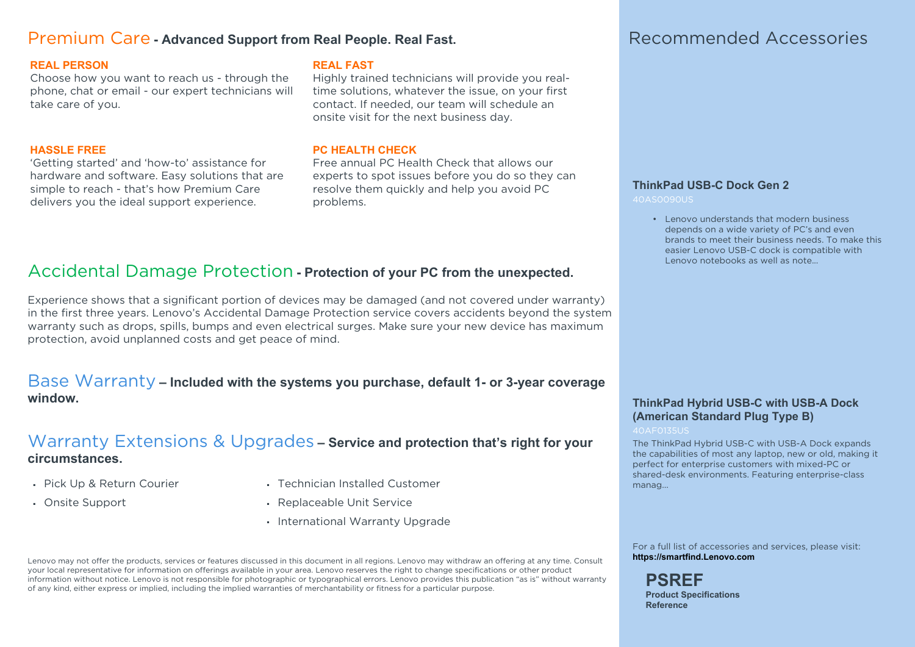## Premium Care - Advanced Support from Real People. Real Fast.

**REAL PERSON**

Choose how you want to reach us - through the phone, chat or email - our expert technicians will take care of you.

**REAL FAST**

Highly trained technicians will provide you real-time solutions, whatever the issue, on your first contact. If needed, our team will schedule an onsite visit for the next business day.

**HASSLE FREE**

'Getting started' and 'how-to' assistance for hardware and software. Easy solutions that are simple to reach - that's how Premium Care delivers you the ideal support experience.

**PC HEALTH CHECK**

Free annual PC Health Check that allows our experts to spot issues before you do so they can resolve them quickly and help you avoid PC problems.

## Accidental Damage Protection - Protection of your PC from the unexpected.

Experience shows that a significant portion of devices may be damaged (and not covered under warranty) in the first three years. Lenovo's Accidental Damage Protection service covers accidents beyond the system warranty such as drops, spills, bumps and even electrical surges. Make sure your new device has maximum protection, avoid unplanned costs and get peace of mind.

## Base Warranty – Included with the systems you purchase, default 1- or 3-year coverage window.

## Warranty Extensions & Upgrades – Service and protection that's right for your circumstances.

- Pick Up & Return Courier
- Onsite Support
- Technician Installed Customer
- Replaceable Unit Service
- International Warranty Upgrade

Lenovo may not offer the products, services or features discussed in this document in all regions. Lenovo may withdraw an offering at any time. Consult your local representative for information on offerings available in your area. Lenovo reserves the right to change specifications or other product information without notice. Lenovo is not responsible for photographic or typographical errors. Lenovo provides this publication "as is" without warranty of any kind, either express or implied, including the implied warranties of merchantability or fitness for a particular purpose.

## Recommended Accessories

### ThinkPad USB-C Dock Gen 2

40AS0090US

- Lenovo understands that modern business depends on a wide variety of PC's and even brands to meet their business needs. To make this easier Lenovo USB-C dock is compatible with Lenovo notebooks as well as note...

### ThinkPad Hybrid USB-C with USB-A Dock (American Standard Plug Type B)

40AF0135US

The ThinkPad Hybrid USB-C with USB-A Dock expands the capabilities of most any laptop, new or old, making it perfect for enterprise customers with mixed-PC or shared-desk environments. Featuring enterprise-class manag...

For a full list of accessories and services, please visit: **https://smartfind.Lenovo.com**

**PSREF**
**Product Specifications Reference**